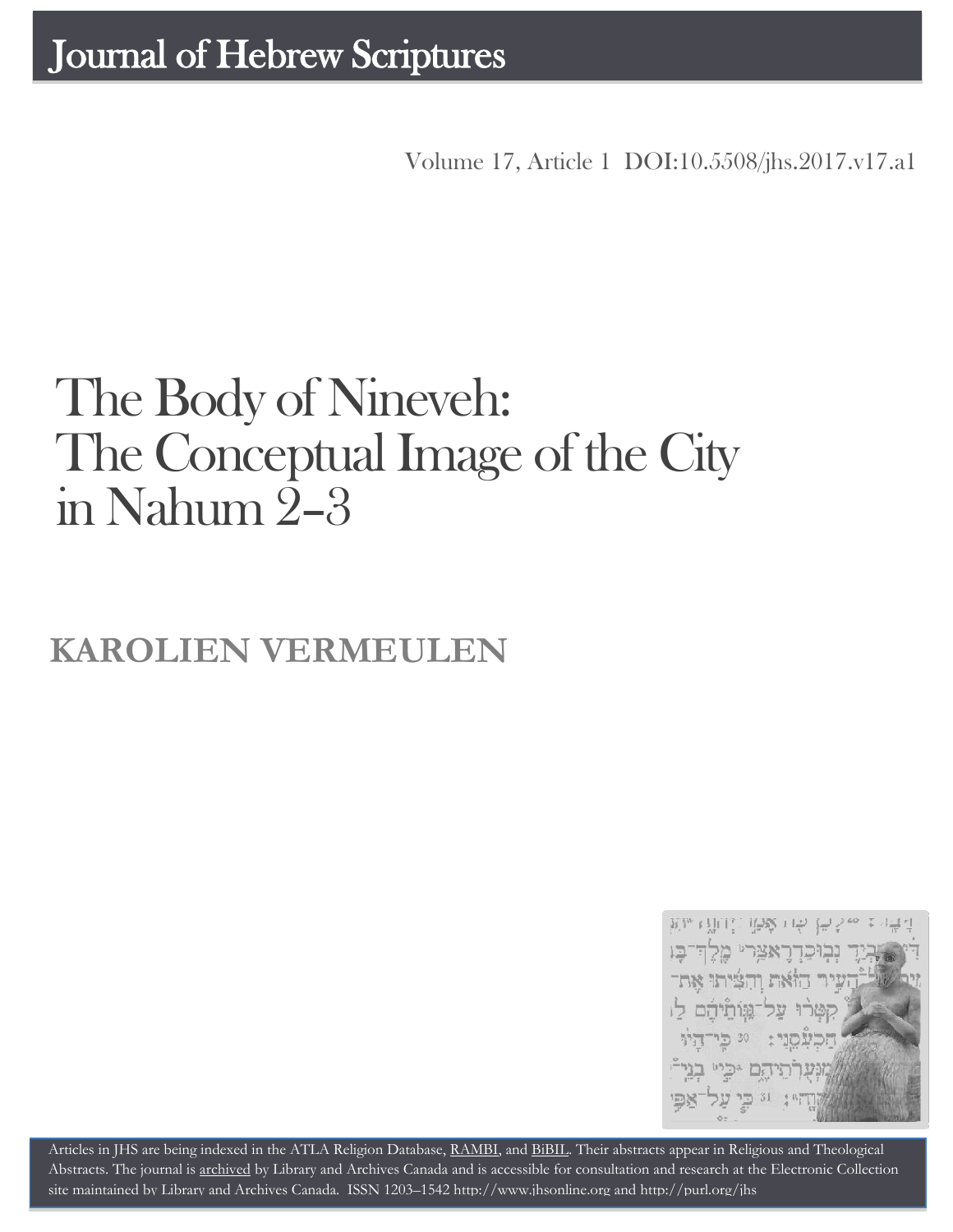# Journal of Hebrew Scriptures

Volume 17, Article 1 DOI:10.5508/jhs.2017.v17.a1

# The Body of Nineveh: The Conceptual Image of the City in Nahum 2–3

## KAROLIEN VERMEULEN

Articles in JHS are being indexed in the ATLA Religion Database, RAMBI, and BiBIL. Their abstracts appear in Religious and Theological Abstracts. The journal is archived by Library and Archives Canada and is accessible for consultation and research at the Electronic Collection site maintained by Library and Archives Canada. ISSN 1203–1542 http://www.jhsonline.org and http://purl.org/jhs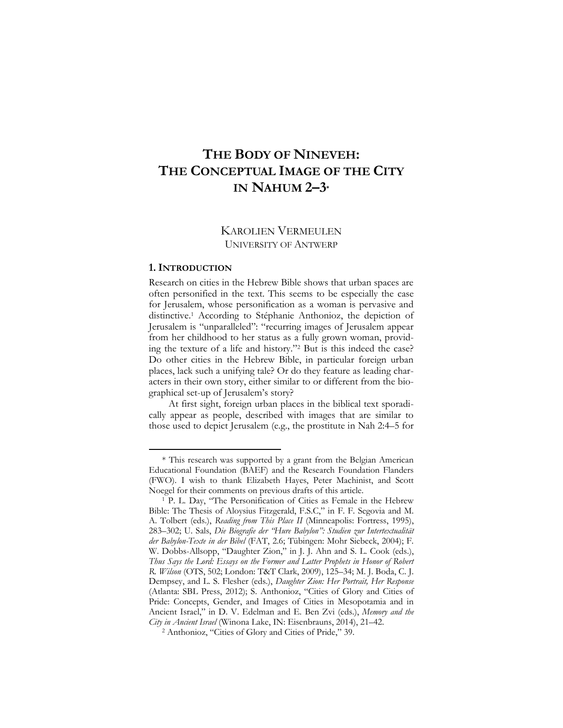# THE BODY OF NINEVEH: THE CONCEPTUAL IMAGE OF THE CITY IN NAHUM 2–3*

KAROLIEN VERMEULEN
UNIVERSITY OF ANTWERP

## 1. INTRODUCTION

Research on cities in the Hebrew Bible shows that urban spaces are often personified in the text. This seems to be especially the case for Jerusalem, whose personification as a woman is pervasive and distinctive.[1] According to Stéphanie Anthonioz, the depiction of Jerusalem is "unparalleled": "recurring images of Jerusalem appear from her childhood to her status as a fully grown woman, providing the texture of a life and history."[2] But is this indeed the case? Do other cities in the Hebrew Bible, in particular foreign urban places, lack such a unifying tale? Or do they feature as leading characters in their own story, either similar to or different from the biographical set-up of Jerusalem's story?

At first sight, foreign urban places in the biblical text sporadically appear as people, described with images that are similar to those used to depict Jerusalem (e.g., the prostitute in Nah 2:4–5 for

---

\* This research was supported by a grant from the Belgian American Educational Foundation (BAEF) and the Research Foundation Flanders (FWO). I wish to thank Elizabeth Hayes, Peter Machinist, and Scott Noegel for their comments on previous drafts of this article.

[1] P. L. Day, "The Personification of Cities as Female in the Hebrew Bible: The Thesis of Aloysius Fitzgerald, F.S.C," in F. F. Segovia and M. A. Tolbert (eds.), *Reading from This Place II* (Minneapolis: Fortress, 1995), 283–302; U. Sals, *Die Biografie der "Hure Babylon": Studien zur Intertextualität der Babylon-Texte in der Bibel* (FAT, 2.6; Tübingen: Mohr Siebeck, 2004); F. W. Dobbs-Allsopp, "Daughter Zion," in J. J. Ahn and S. L. Cook (eds.), *Thus Says the Lord: Essays on the Former and Latter Prophets in Honor of Robert R. Wilson* (OTS, 502; London: T&T Clark, 2009), 125–34; M. J. Boda, C. J. Dempsey, and L. S. Flesher (eds.), *Daughter Zion: Her Portrait, Her Response* (Atlanta: SBL Press, 2012); S. Anthonioz, "Cities of Glory and Cities of Pride: Concepts, Gender, and Images of Cities in Mesopotamia and in Ancient Israel," in D. V. Edelman and E. Ben Zvi (eds.), *Memory and the City in Ancient Israel* (Winona Lake, IN: Eisenbrauns, 2014), 21–42.

[2] Anthonioz, "Cities of Glory and Cities of Pride," 39.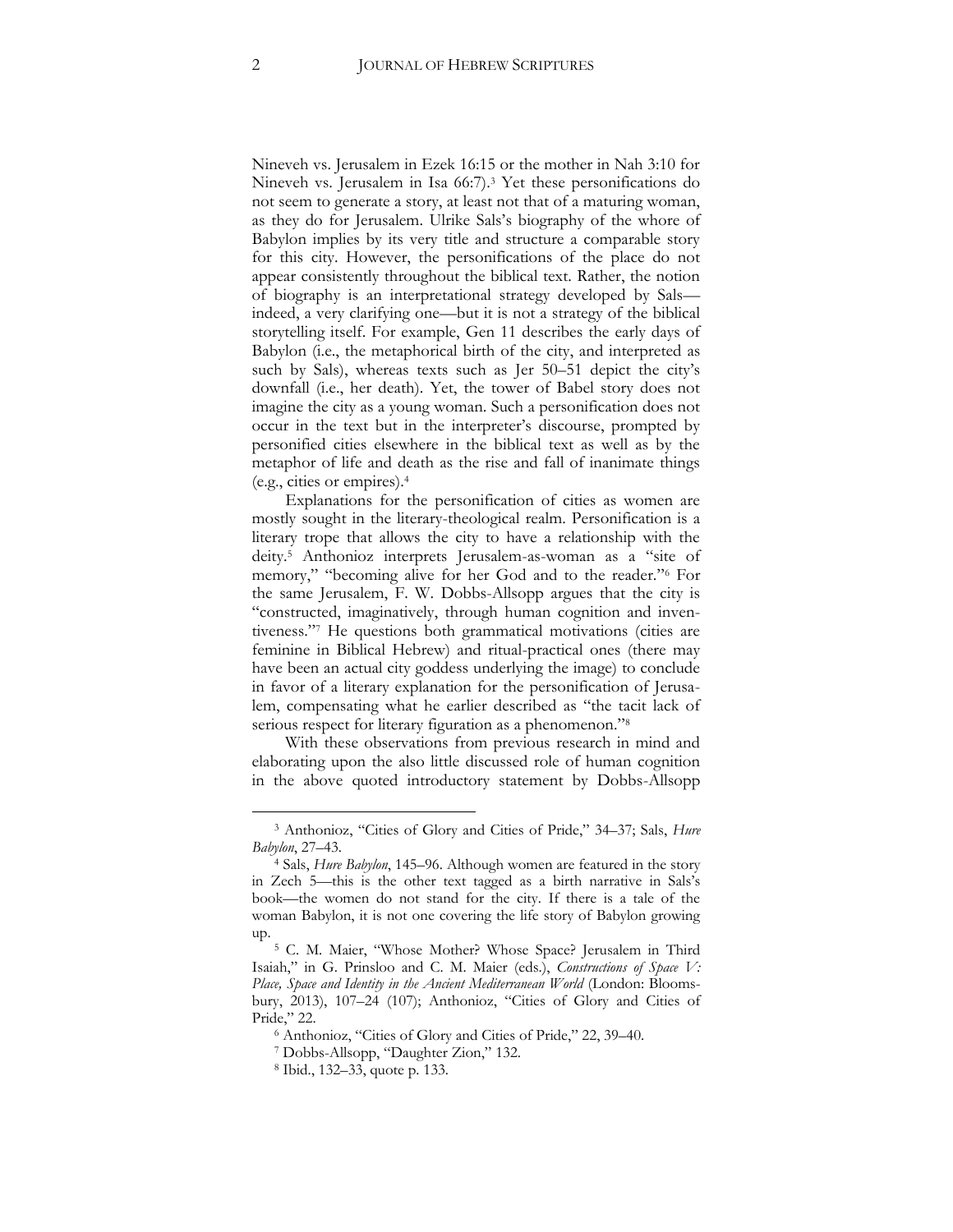Nineveh vs. Jerusalem in Ezek 16:15 or the mother in Nah 3:10 for Nineveh vs. Jerusalem in Isa 66:7).[3] Yet these personifications do not seem to generate a story, at least not that of a maturing woman, as they do for Jerusalem. Ulrike Sals's biography of the whore of Babylon implies by its very title and structure a comparable story for this city. However, the personifications of the place do not appear consistently throughout the biblical text. Rather, the notion of biography is an interpretational strategy developed by Sals—indeed, a very clarifying one—but it is not a strategy of the biblical storytelling itself. For example, Gen 11 describes the early days of Babylon (i.e., the metaphorical birth of the city, and interpreted as such by Sals), whereas texts such as Jer 50–51 depict the city's downfall (i.e., her death). Yet, the tower of Babel story does not imagine the city as a young woman. Such a personification does not occur in the text but in the interpreter's discourse, prompted by personified cities elsewhere in the biblical text as well as by the metaphor of life and death as the rise and fall of inanimate things (e.g., cities or empires).[4]

Explanations for the personification of cities as women are mostly sought in the literary-theological realm. Personification is a literary trope that allows the city to have a relationship with the deity.[5] Anthonioz interprets Jerusalem-as-woman as a "site of memory," "becoming alive for her God and to the reader."[6] For the same Jerusalem, F. W. Dobbs-Allsopp argues that the city is "constructed, imaginatively, through human cognition and inventiveness."[7] He questions both grammatical motivations (cities are feminine in Biblical Hebrew) and ritual-practical ones (there may have been an actual city goddess underlying the image) to conclude in favor of a literary explanation for the personification of Jerusalem, compensating what he earlier described as "the tacit lack of serious respect for literary figuration as a phenomenon."[8]

With these observations from previous research in mind and elaborating upon the also little discussed role of human cognition in the above quoted introductory statement by Dobbs-Allsopp

---

[3] Anthonioz, "Cities of Glory and Cities of Pride," 34–37; Sals, *Hure Babylon*, 27–43.

[4] Sals, *Hure Babylon*, 145–96. Although women are featured in the story in Zech 5—this is the other text tagged as a birth narrative in Sals's book—the women do not stand for the city. If there is a tale of the woman Babylon, it is not one covering the life story of Babylon growing up.

[5] C. M. Maier, "Whose Mother? Whose Space? Jerusalem in Third Isaiah," in G. Prinsloo and C. M. Maier (eds.), *Constructions of Space V: Place, Space and Identity in the Ancient Mediterranean World* (London: Bloomsbury, 2013), 107–24 (107); Anthonioz, "Cities of Glory and Cities of Pride," 22.

[6] Anthonioz, "Cities of Glory and Cities of Pride," 22, 39–40.

[7] Dobbs-Allsopp, "Daughter Zion," 132.

[8] Ibid., 132–33, quote p. 133.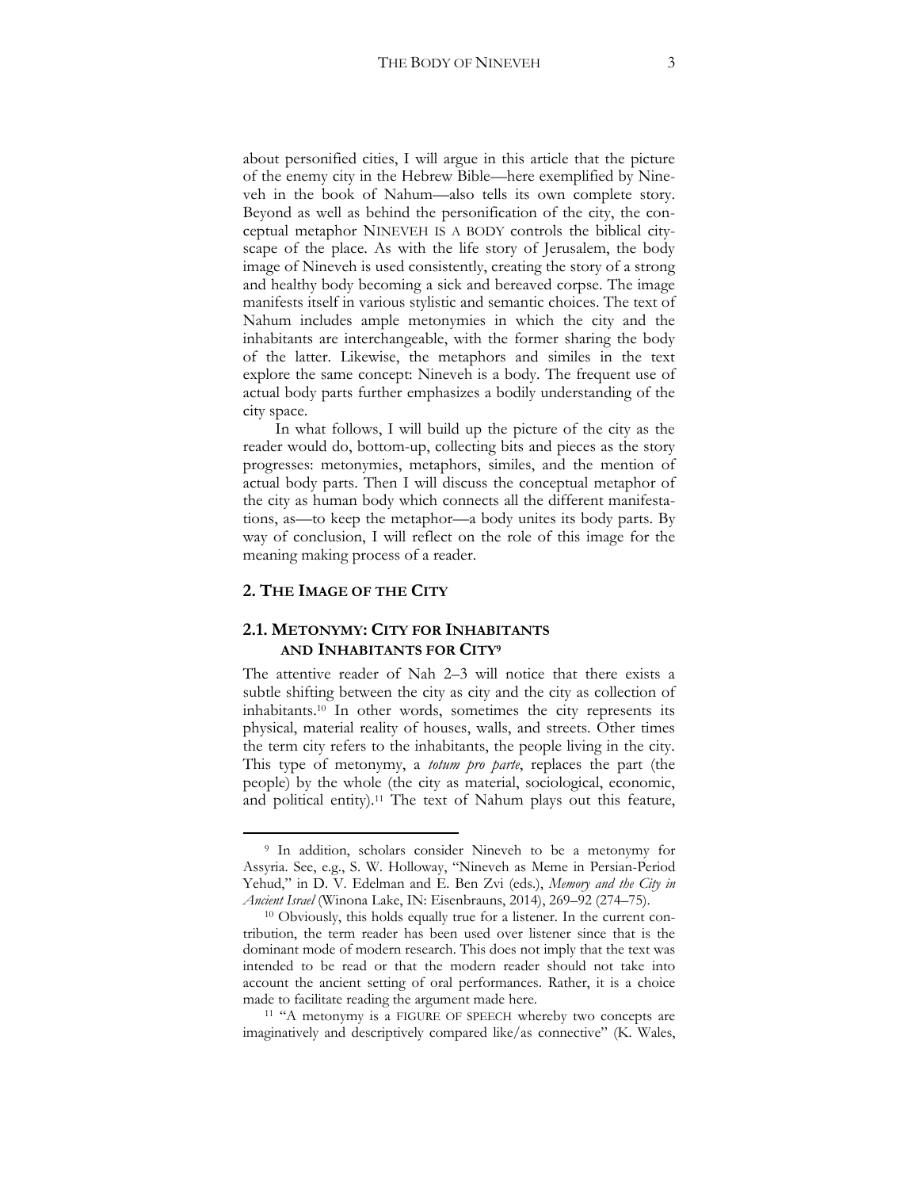about personified cities, I will argue in this article that the picture of the enemy city in the Hebrew Bible—here exemplified by Nineveh in the book of Nahum—also tells its own complete story. Beyond as well as behind the personification of the city, the conceptual metaphor NINEVEH IS A BODY controls the biblical cityscape of the place. As with the life story of Jerusalem, the body image of Nineveh is used consistently, creating the story of a strong and healthy body becoming a sick and bereaved corpse. The image manifests itself in various stylistic and semantic choices. The text of Nahum includes ample metonymies in which the city and the inhabitants are interchangeable, with the former sharing the body of the latter. Likewise, the metaphors and similes in the text explore the same concept: Nineveh is a body. The frequent use of actual body parts further emphasizes a bodily understanding of the city space.

In what follows, I will build up the picture of the city as the reader would do, bottom-up, collecting bits and pieces as the story progresses: metonymies, metaphors, similes, and the mention of actual body parts. Then I will discuss the conceptual metaphor of the city as human body which connects all the different manifestations, as—to keep the metaphor—a body unites its body parts. By way of conclusion, I will reflect on the role of this image for the meaning making process of a reader.

## 2. THE IMAGE OF THE CITY

### 2.1. METONYMY: CITY FOR INHABITANTS AND INHABITANTS FOR CITY[9]

The attentive reader of Nah 2–3 will notice that there exists a subtle shifting between the city as city and the city as collection of inhabitants.[10] In other words, sometimes the city represents its physical, material reality of houses, walls, and streets. Other times the term city refers to the inhabitants, the people living in the city. This type of metonymy, a *totum pro parte*, replaces the part (the people) by the whole (the city as material, sociological, economic, and political entity).[11] The text of Nahum plays out this feature,

---

[9] In addition, scholars consider Nineveh to be a metonymy for Assyria. See, e.g., S. W. Holloway, "Nineveh as Meme in Persian-Period Yehud," in D. V. Edelman and E. Ben Zvi (eds.), *Memory and the City in Ancient Israel* (Winona Lake, IN: Eisenbrauns, 2014), 269–92 (274–75).

[10] Obviously, this holds equally true for a listener. In the current contribution, the term reader has been used over listener since that is the dominant mode of modern research. This does not imply that the text was intended to be read or that the modern reader should not take into account the ancient setting of oral performances. Rather, it is a choice made to facilitate reading the argument made here.

[11] "A metonymy is a FIGURE OF SPEECH whereby two concepts are imaginatively and descriptively compared like/as connective" (K. Wales,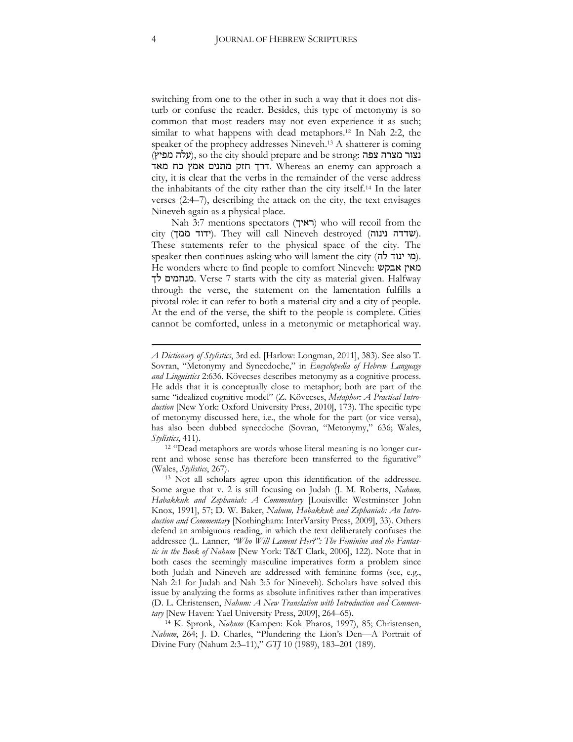switching from one to the other in such a way that it does not disturb or confuse the reader. Besides, this type of metonymy is so common that most readers may not even experience it as such; similar to what happens with dead metaphors.[12] In Nah 2:2, the speaker of the prophecy addresses Nineveh.[13] A shatterer is coming (עלה מפיץ), so the city should prepare and be strong: נצור מצרה צפה דרך חזק מתנים אמץ כח מאד. Whereas an enemy can approach a city, it is clear that the verbs in the remainder of the verse address the inhabitants of the city rather than the city itself.[14] In the later verses (2:4–7), describing the attack on the city, the text envisages Nineveh again as a physical place.

Nah 3:7 mentions spectators (ראיך) who will recoil from the city (ידוד ממך). They will call Nineveh destroyed (שדדה נינוה). These statements refer to the physical space of the city. The speaker then continues asking who will lament the city (מי ינוד לה). He wonders where to find people to comfort Nineveh: מאין אבקש מנחמים לך. Verse 7 starts with the city as material given. Halfway through the verse, the statement on the lamentation fulfills a pivotal role: it can refer to both a material city and a city of people. At the end of the verse, the shift to the people is complete. Cities cannot be comforted, unless in a metonymic or metaphorical way.

---

*A Dictionary of Stylistics*, 3rd ed. [Harlow: Longman, 2011], 383). See also T. Sovran, "Metonymy and Synecdoche," in *Encyclopedia of Hebrew Language and Linguistics* 2:636. Kövecses describes metonymy as a cognitive process. He adds that it is conceptually close to metaphor; both are part of the same "idealized cognitive model" (Z. Kövecses, *Metaphor: A Practical Introduction* [New York: Oxford University Press, 2010], 173). The specific type of metonymy discussed here, i.e., the whole for the part (or vice versa), has also been dubbed synecdoche (Sovran, "Metonymy," 636; Wales, *Stylistics*, 411).

[12] "Dead metaphors are words whose literal meaning is no longer current and whose sense has therefore been transferred to the figurative" (Wales, *Stylistics*, 267).

[13] Not all scholars agree upon this identification of the addressee. Some argue that v. 2 is still focusing on Judah (J. M. Roberts, *Nahum, Habakkuk and Zephaniah: A Commentary* [Louisville: Westminster John Knox, 1991], 57; D. W. Baker, *Nahum, Habakkuk and Zephaniah: An Introduction and Commentary* [Nothingham: InterVarsity Press, 2009], 33). Others defend an ambiguous reading, in which the text deliberately confuses the addressee (L. Lanner, *"Who Will Lament Her?": The Feminine and the Fantastic in the Book of Nahum* [New York: T&T Clark, 2006], 122). Note that in both cases the seemingly masculine imperatives form a problem since both Judah and Nineveh are addressed with feminine forms (see, e.g., Nah 2:1 for Judah and Nah 3:5 for Nineveh). Scholars have solved this issue by analyzing the forms as absolute infinitives rather than imperatives (D. L. Christensen, *Nahum: A New Translation with Introduction and Commentary* [New Haven: Yael University Press, 2009], 264–65).

[14] K. Spronk, *Nahum* (Kampen: Kok Pharos, 1997), 85; Christensen, *Nahum*, 264; J. D. Charles, "Plundering the Lion's Den—A Portrait of Divine Fury (Nahum 2:3–11)," *GTJ* 10 (1989), 183–201 (189).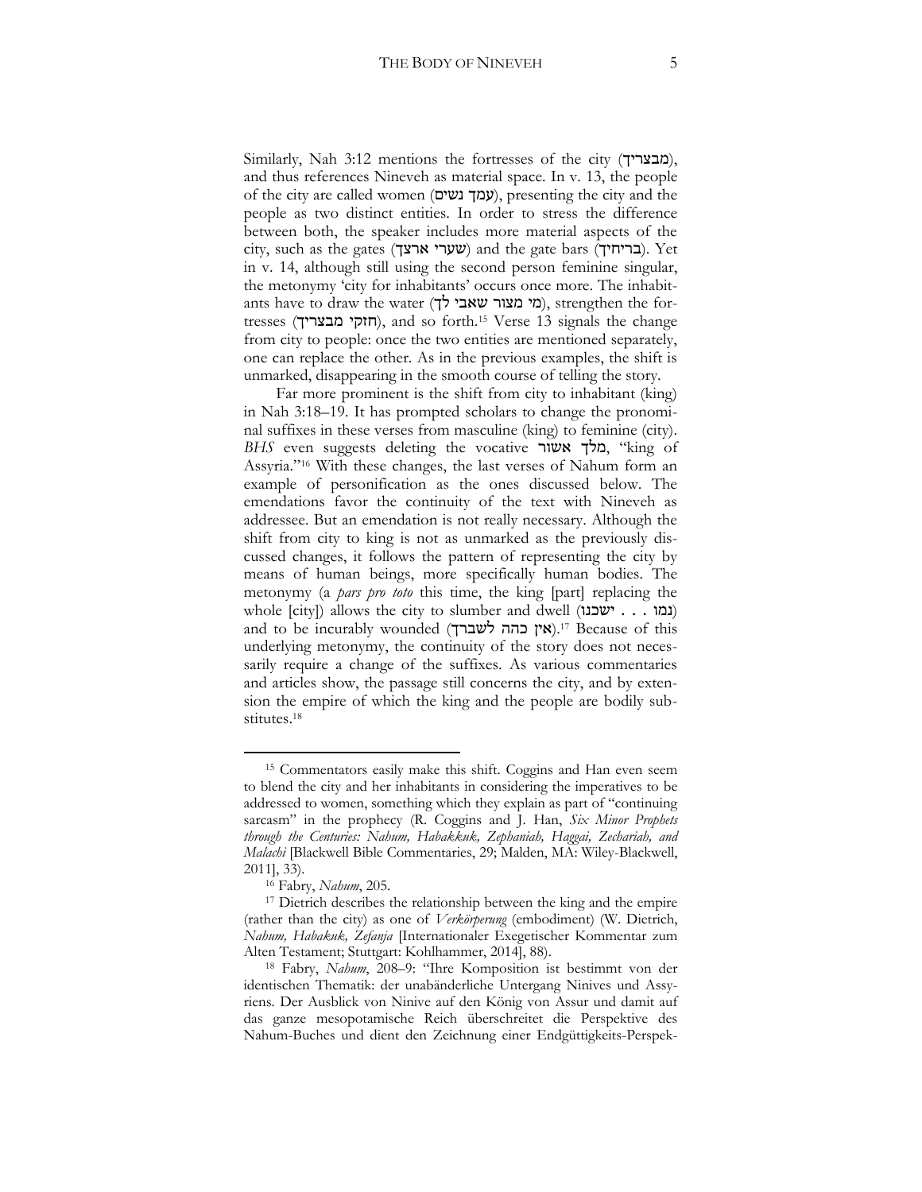Similarly, Nah 3:12 mentions the fortresses of the city (מבצריך), and thus references Nineveh as material space. In v. 13, the people of the city are called women (עמך נשים), presenting the city and the people as two distinct entities. In order to stress the difference between both, the speaker includes more material aspects of the city, such as the gates (שערי ארצך) and the gate bars (בריחיך). Yet in v. 14, although still using the second person feminine singular, the metonymy 'city for inhabitants' occurs once more. The inhabitants have to draw the water (מי מצור שאבי לך), strengthen the fortresses (חזקי מבצריך), and so forth.[15] Verse 13 signals the change from city to people: once the two entities are mentioned separately, one can replace the other. As in the previous examples, the shift is unmarked, disappearing in the smooth course of telling the story.

Far more prominent is the shift from city to inhabitant (king) in Nah 3:18–19. It has prompted scholars to change the pronominal suffixes in these verses from masculine (king) to feminine (city). *BHS* even suggests deleting the vocative מלך אשור, "king of Assyria."[16] With these changes, the last verses of Nahum form an example of personification as the ones discussed below. The emendations favor the continuity of the text with Nineveh as addressee. But an emendation is not really necessary. Although the shift to king is not as unmarked as the previously discussed changes, it follows the pattern of representing the city by means of human beings, more specifically human bodies. The metonymy (a *pars pro toto* this time, the king [part] replacing the whole [city]) allows the city to slumber and dwell (נמו . . . ישכנו) and to be incurably wounded (אין כהה לשברך).[17] Because of this underlying metonymy, the continuity of the story does not necessarily require a change of the suffixes. As various commentaries and articles show, the passage still concerns the city, and by extension the empire of which the king and the people are bodily substitutes.[18]

---

[15] Commentators easily make this shift. Coggins and Han even seem to blend the city and her inhabitants in considering the imperatives to be addressed to women, something which they explain as part of "continuing sarcasm" in the prophecy (R. Coggins and J. Han, *Six Minor Prophets through the Centuries: Nahum, Habakkuk, Zephaniah, Haggai, Zechariah, and Malachi* [Blackwell Bible Commentaries, 29; Malden, MA: Wiley-Blackwell, 2011], 33).

[16] Fabry, *Nahum*, 205.

[17] Dietrich describes the relationship between the king and the empire (rather than the city) as one of *Verkörperung* (embodiment) (W. Dietrich, *Nahum, Habakuk, Zefanja* [Internationaler Exegetischer Kommentar zum Alten Testament; Stuttgart: Kohlhammer, 2014], 88).

[18] Fabry, *Nahum*, 208–9: "Ihre Komposition ist bestimmt von der identischen Thematik: der unabänderliche Untergang Ninives und Assyriens. Der Ausblick von Ninive auf den König von Assur und damit auf das ganze mesopotamische Reich überschreitet die Perspektive des Nahum-Buches und dient den Zeichnung einer Endgüttigkeits-Perspek-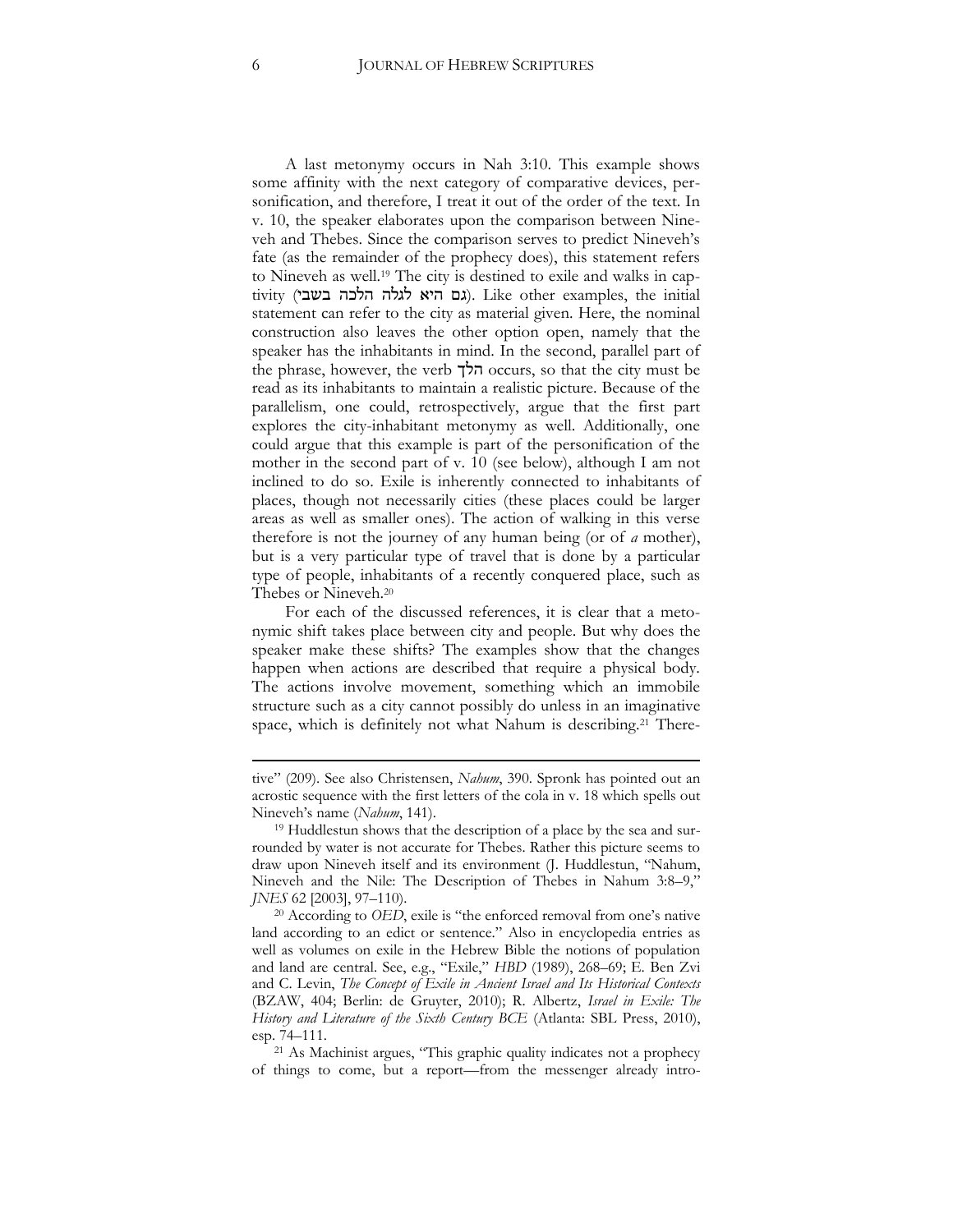A last metonymy occurs in Nah 3:10. This example shows some affinity with the next category of comparative devices, personification, and therefore, I treat it out of the order of the text. In v. 10, the speaker elaborates upon the comparison between Nineveh and Thebes. Since the comparison serves to predict Nineveh's fate (as the remainder of the prophecy does), this statement refers to Nineveh as well.[19] The city is destined to exile and walks in captivity (גם היא לגלה הלכה בשבי). Like other examples, the initial statement can refer to the city as material given. Here, the nominal construction also leaves the other option open, namely that the speaker has the inhabitants in mind. In the second, parallel part of the phrase, however, the verb הלך occurs, so that the city must be read as its inhabitants to maintain a realistic picture. Because of the parallelism, one could, retrospectively, argue that the first part explores the city-inhabitant metonymy as well. Additionally, one could argue that this example is part of the personification of the mother in the second part of v. 10 (see below), although I am not inclined to do so. Exile is inherently connected to inhabitants of places, though not necessarily cities (these places could be larger areas as well as smaller ones). The action of walking in this verse therefore is not the journey of any human being (or of *a* mother), but is a very particular type of travel that is done by a particular type of people, inhabitants of a recently conquered place, such as Thebes or Nineveh.[20]

For each of the discussed references, it is clear that a metonymic shift takes place between city and people. But why does the speaker make these shifts? The examples show that the changes happen when actions are described that require a physical body. The actions involve movement, something which an immobile structure such as a city cannot possibly do unless in an imaginative space, which is definitely not what Nahum is describing.[21] There-

---

tive" (209). See also Christensen, *Nahum*, 390. Spronk has pointed out an acrostic sequence with the first letters of the cola in v. 18 which spells out Nineveh's name (*Nahum*, 141).

[19] Huddlestun shows that the description of a place by the sea and surrounded by water is not accurate for Thebes. Rather this picture seems to draw upon Nineveh itself and its environment (J. Huddlestun, "Nahum, Nineveh and the Nile: The Description of Thebes in Nahum 3:8–9," *JNES* 62 [2003], 97–110).

[20] According to *OED*, exile is "the enforced removal from one's native land according to an edict or sentence." Also in encyclopedia entries as well as volumes on exile in the Hebrew Bible the notions of population and land are central. See, e.g., "Exile," *HBD* (1989), 268–69; E. Ben Zvi and C. Levin, *The Concept of Exile in Ancient Israel and Its Historical Contexts* (BZAW, 404; Berlin: de Gruyter, 2010); R. Albertz, *Israel in Exile: The History and Literature of the Sixth Century BCE* (Atlanta: SBL Press, 2010), esp. 74–111.

[21] As Machinist argues, "This graphic quality indicates not a prophecy of things to come, but a report—from the messenger already intro-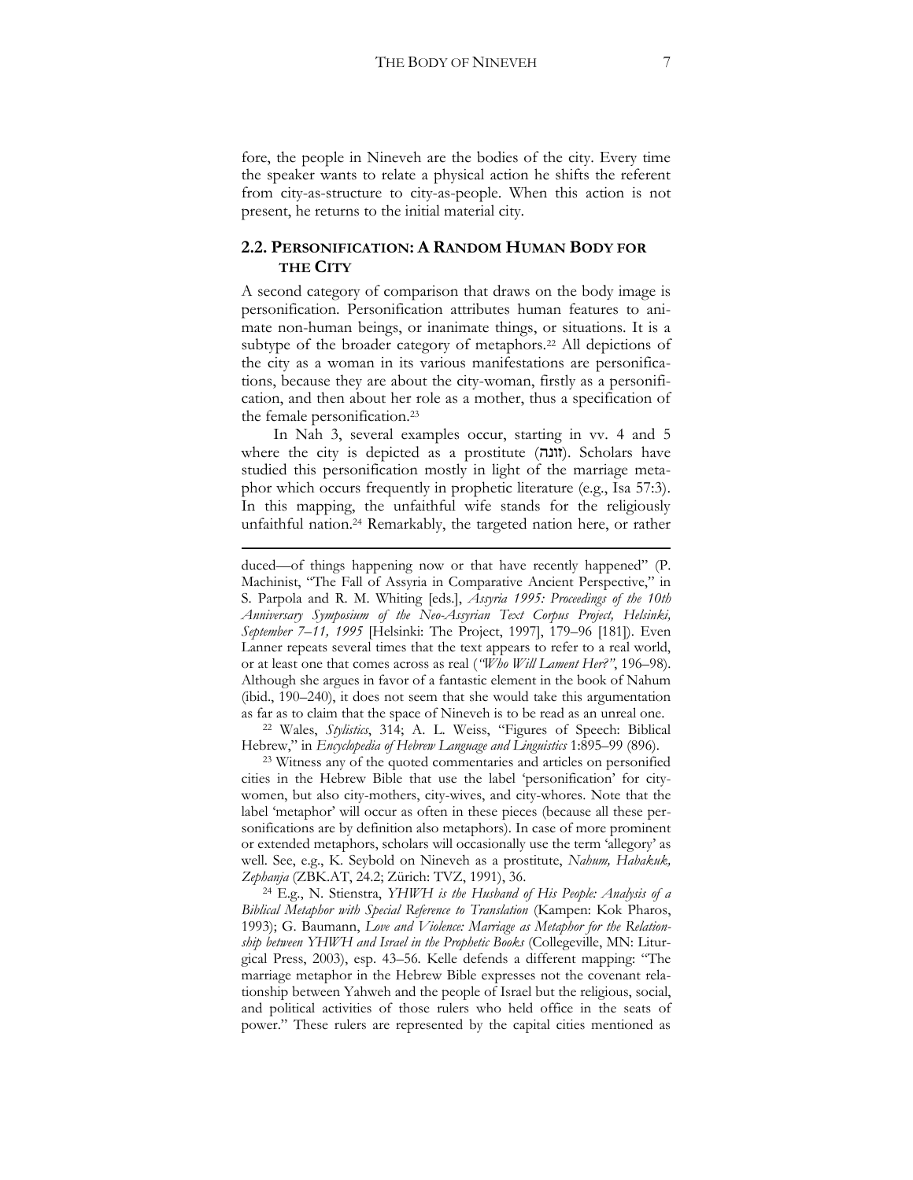fore, the people in Nineveh are the bodies of the city. Every time the speaker wants to relate a physical action he shifts the referent from city-as-structure to city-as-people. When this action is not present, he returns to the initial material city.

## 2.2. PERSONIFICATION: A RANDOM HUMAN BODY FOR THE CITY

A second category of comparison that draws on the body image is personification. Personification attributes human features to animate non-human beings, or inanimate things, or situations. It is a subtype of the broader category of metaphors.[22] All depictions of the city as a woman in its various manifestations are personifications, because they are about the city-woman, firstly as a personification, and then about her role as a mother, thus a specification of the female personification.[23]

In Nah 3, several examples occur, starting in vv. 4 and 5 where the city is depicted as a prostitute (זונה). Scholars have studied this personification mostly in light of the marriage metaphor which occurs frequently in prophetic literature (e.g., Isa 57:3). In this mapping, the unfaithful wife stands for the religiously unfaithful nation.[24] Remarkably, the targeted nation here, or rather

---

duced—of things happening now or that have recently happened" (P. Machinist, "The Fall of Assyria in Comparative Ancient Perspective," in S. Parpola and R. M. Whiting [eds.], *Assyria 1995: Proceedings of the 10th Anniversary Symposium of the Neo-Assyrian Text Corpus Project, Helsinki, September 7–11, 1995* [Helsinki: The Project, 1997], 179–96 [181]). Even Lanner repeats several times that the text appears to refer to a real world, or at least one that comes across as real (*"Who Will Lament Her?"*, 196–98). Although she argues in favor of a fantastic element in the book of Nahum (ibid., 190–240), it does not seem that she would take this argumentation as far as to claim that the space of Nineveh is to be read as an unreal one.

[22] Wales, *Stylistics*, 314; A. L. Weiss, "Figures of Speech: Biblical Hebrew," in *Encyclopedia of Hebrew Language and Linguistics* 1:895–99 (896).

[23] Witness any of the quoted commentaries and articles on personified cities in the Hebrew Bible that use the label 'personification' for city-women, but also city-mothers, city-wives, and city-whores. Note that the label 'metaphor' will occur as often in these pieces (because all these personifications are by definition also metaphors). In case of more prominent or extended metaphors, scholars will occasionally use the term 'allegory' as well. See, e.g., K. Seybold on Nineveh as a prostitute, *Nahum, Habakuk, Zephanja* (ZBK.AT, 24.2; Zürich: TVZ, 1991), 36.

[24] E.g., N. Stienstra, *YHWH is the Husband of His People: Analysis of a Biblical Metaphor with Special Reference to Translation* (Kampen: Kok Pharos, 1993); G. Baumann, *Love and Violence: Marriage as Metaphor for the Relationship between YHWH and Israel in the Prophetic Books* (Collegeville, MN: Liturgical Press, 2003), esp. 43–56. Kelle defends a different mapping: "The marriage metaphor in the Hebrew Bible expresses not the covenant relationship between Yahweh and the people of Israel but the religious, social, and political activities of those rulers who held office in the seats of power." These rulers are represented by the capital cities mentioned as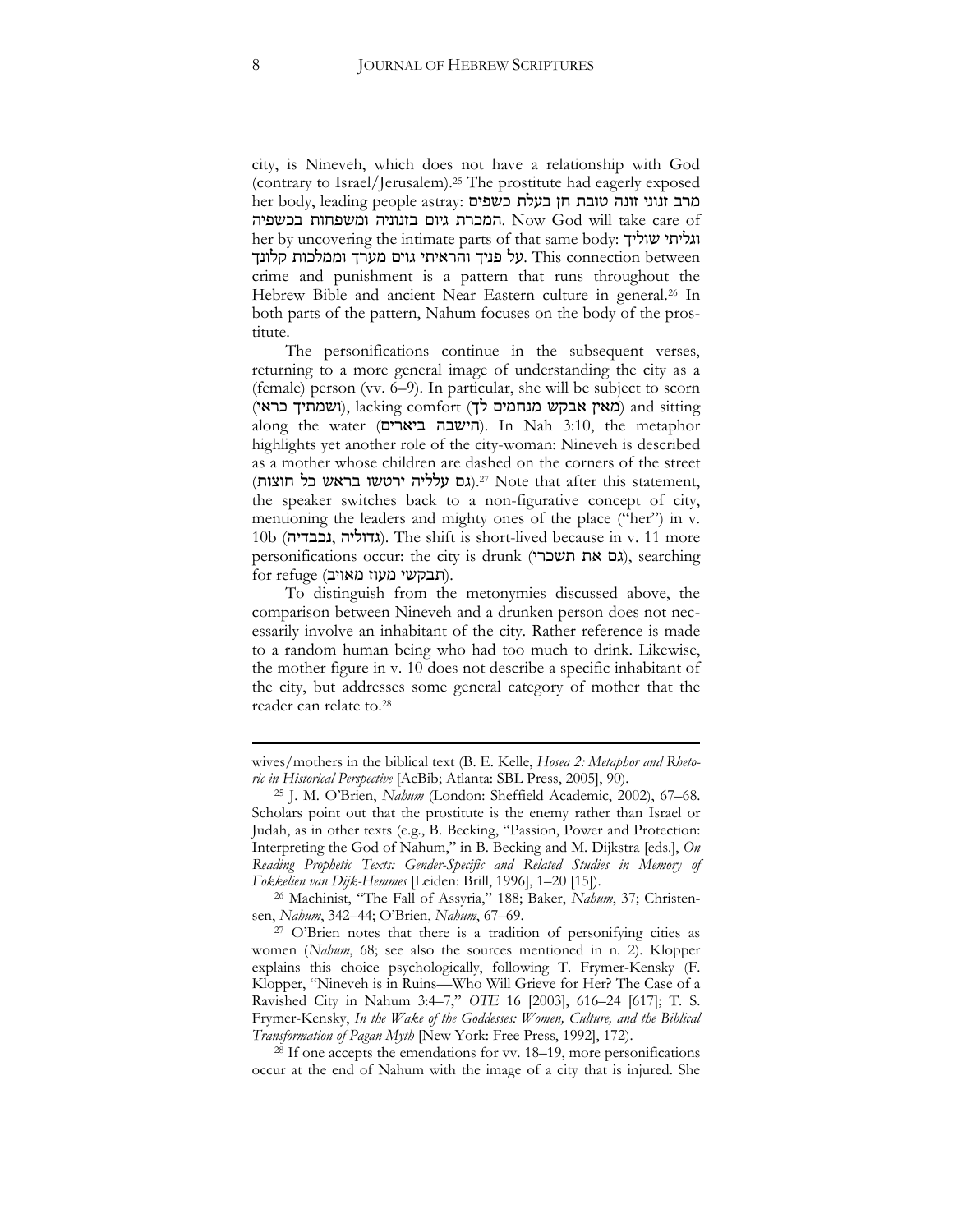city, is Nineveh, which does not have a relationship with God (contrary to Israel/Jerusalem).[25] The prostitute had eagerly exposed her body, leading people astray: מרב זנוני זונה טובת חן בעלת כשפים המכרת גיום בזנוניה ומשפחות בכשפיה. Now God will take care of her by uncovering the intimate parts of that same body: וגליתי שוליך על פניך והראיתי גוים מערך וממלכות קלונך. This connection between crime and punishment is a pattern that runs throughout the Hebrew Bible and ancient Near Eastern culture in general.[26] In both parts of the pattern, Nahum focuses on the body of the prostitute.

The personifications continue in the subsequent verses, returning to a more general image of understanding the city as a (female) person (vv. 6–9). In particular, she will be subject to scorn (ושמתיך כראי), lacking comfort (מאין אבקש מנחמים לך) and sitting along the water (הישבה ביארים). In Nah 3:10, the metaphor highlights yet another role of the city-woman: Nineveh is described as a mother whose children are dashed on the corners of the street (גם עלליה ירטשו בראש כל חוצות).[27] Note that after this statement, the speaker switches back to a non-figurative concept of city, mentioning the leaders and mighty ones of the place ("her") in v. 10b (גדוליה ,נכבדיה). The shift is short-lived because in v. 11 more personifications occur: the city is drunk (גם את תשכרי), searching for refuge (תבקשי מעוז מאויב).

To distinguish from the metonymies discussed above, the comparison between Nineveh and a drunken person does not necessarily involve an inhabitant of the city. Rather reference is made to a random human being who had too much to drink. Likewise, the mother figure in v. 10 does not describe a specific inhabitant of the city, but addresses some general category of mother that the reader can relate to.[28]

---

wives/mothers in the biblical text (B. E. Kelle, *Hosea 2: Metaphor and Rhetoric in Historical Perspective* [AcBib; Atlanta: SBL Press, 2005], 90).

[25] J. M. O'Brien, *Nahum* (London: Sheffield Academic, 2002), 67–68. Scholars point out that the prostitute is the enemy rather than Israel or Judah, as in other texts (e.g., B. Becking, "Passion, Power and Protection: Interpreting the God of Nahum," in B. Becking and M. Dijkstra [eds.], *On Reading Prophetic Texts: Gender-Specific and Related Studies in Memory of Fokkelien van Dijk-Hemmes* [Leiden: Brill, 1996], 1–20 [15]).

[26] Machinist, "The Fall of Assyria," 188; Baker, *Nahum*, 37; Christensen, *Nahum*, 342–44; O'Brien, *Nahum*, 67–69.

[27] O'Brien notes that there is a tradition of personifying cities as women (*Nahum*, 68; see also the sources mentioned in n. 2). Klopper explains this choice psychologically, following T. Frymer-Kensky (F. Klopper, "Nineveh is in Ruins—Who Will Grieve for Her? The Case of a Ravished City in Nahum 3:4–7," *OTE* 16 [2003], 616–24 [617]; T. S. Frymer-Kensky, *In the Wake of the Goddesses: Women, Culture, and the Biblical Transformation of Pagan Myth* [New York: Free Press, 1992], 172).

[28] If one accepts the emendations for vv. 18–19, more personifications occur at the end of Nahum with the image of a city that is injured. She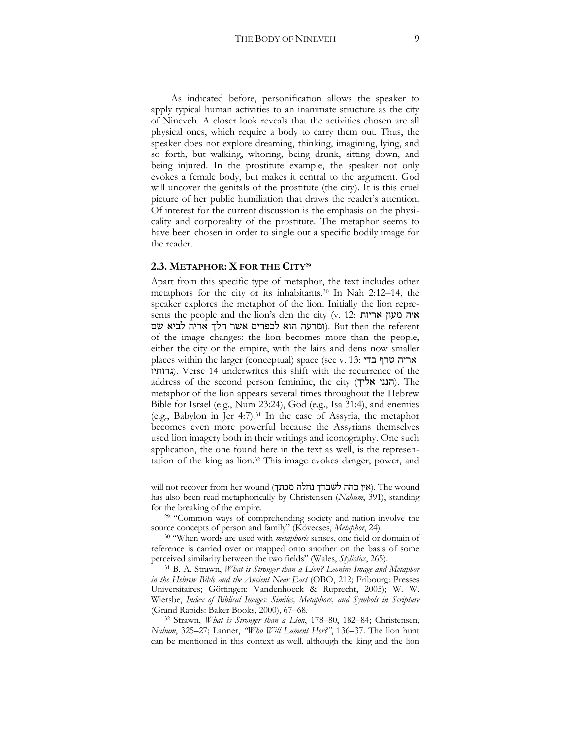As indicated before, personification allows the speaker to apply typical human activities to an inanimate structure as the city of Nineveh. A closer look reveals that the activities chosen are all physical ones, which require a body to carry them out. Thus, the speaker does not explore dreaming, thinking, imagining, lying, and so forth, but walking, whoring, being drunk, sitting down, and being injured. In the prostitute example, the speaker not only evokes a female body, but makes it central to the argument. God will uncover the genitals of the prostitute (the city). It is this cruel picture of her public humiliation that draws the reader's attention. Of interest for the current discussion is the emphasis on the physicality and corporeality of the prostitute. The metaphor seems to have been chosen in order to single out a specific bodily image for the reader.

## 2.3. METAPHOR: X FOR THE CITY[29]

Apart from this specific type of metaphor, the text includes other metaphors for the city or its inhabitants.[30] In Nah 2:12–14, the speaker explores the metaphor of the lion. Initially the lion represents the people and the lion's den the city (v. 12: איה מעון אריות ומרעה הוא לכפרים אשר הלך אריה לביא שם). But then the referent of the image changes: the lion becomes more than the people, either the city or the empire, with the lairs and dens now smaller places within the larger (conceptual) space (see v. 13: אריה טרף בדי גרותיו). Verse 14 underwrites this shift with the recurrence of the address of the second person feminine, the city (הנני אליך). The metaphor of the lion appears several times throughout the Hebrew Bible for Israel (e.g., Num 23:24), God (e.g., Isa 31:4), and enemies (e.g., Babylon in Jer 4:7).[31] In the case of Assyria, the metaphor becomes even more powerful because the Assyrians themselves used lion imagery both in their writings and iconography. One such application, the one found here in the text as well, is the representation of the king as lion.[32] This image evokes danger, power, and

---

will not recover from her wound (אין כהה לשברך נחלה מכתך). The wound has also been read metaphorically by Christensen (*Nahum*, 391), standing for the breaking of the empire.

[29] "Common ways of comprehending society and nation involve the source concepts of person and family" (Kövecses, *Metaphor*, 24).

[30] "When words are used with *metaphoric* senses, one field or domain of reference is carried over or mapped onto another on the basis of some perceived similarity between the two fields" (Wales, *Stylistics*, 265).

[31] B. A. Strawn, *What is Stronger than a Lion? Leonine Image and Metaphor in the Hebrew Bible and the Ancient Near East* (OBO, 212; Fribourg: Presses Universitaires; Göttingen: Vandenhoeck & Ruprecht, 2005); W. W. Wiersbe, *Index of Biblical Images: Similes, Metaphors, and Symbols in Scripture* (Grand Rapids: Baker Books, 2000), 67–68.

[32] Strawn, *What is Stronger than a Lion*, 178–80, 182–84; Christensen, *Nahum*, 325–27; Lanner, *"Who Will Lament Her?"*, 136–37. The lion hunt can be mentioned in this context as well, although the king and the lion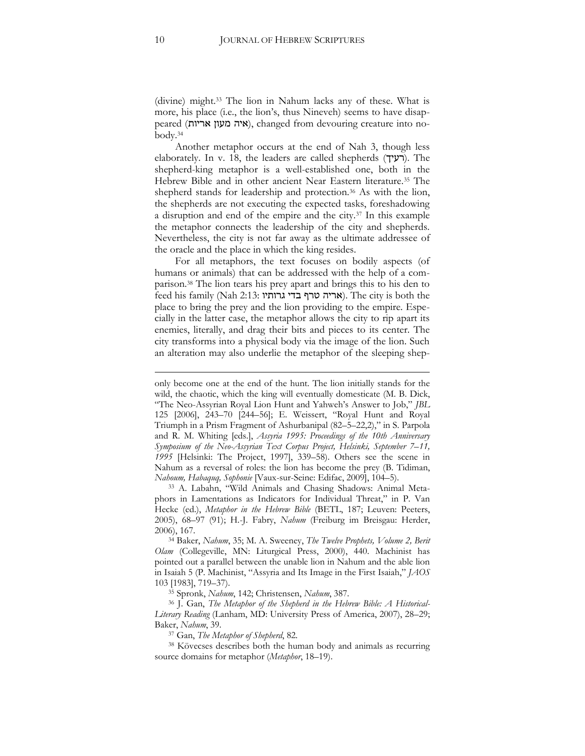(divine) might.[33] The lion in Nahum lacks any of these. What is more, his place (i.e., the lion's, thus Nineveh) seems to have disappeared (איה מעון אריות), changed from devouring creature into nobody.[34]

Another metaphor occurs at the end of Nah 3, though less elaborately. In v. 18, the leaders are called shepherds (רעיך). The shepherd-king metaphor is a well-established one, both in the Hebrew Bible and in other ancient Near Eastern literature.[35] The shepherd stands for leadership and protection.[36] As with the lion, the shepherds are not executing the expected tasks, foreshadowing a disruption and end of the empire and the city.[37] In this example the metaphor connects the leadership of the city and shepherds. Nevertheless, the city is not far away as the ultimate addressee of the oracle and the place in which the king resides.

For all metaphors, the text focuses on bodily aspects (of humans or animals) that can be addressed with the help of a comparison.[38] The lion tears his prey apart and brings this to his den to feed his family (Nah 2:13: אריה טרף בדי גרותיו). The city is both the place to bring the prey and the lion providing to the empire. Especially in the latter case, the metaphor allows the city to rip apart its enemies, literally, and drag their bits and pieces to its center. The city transforms into a physical body via the image of the lion. Such an alteration may also underlie the metaphor of the sleeping shep-

---

only become one at the end of the hunt. The lion initially stands for the wild, the chaotic, which the king will eventually domesticate (M. B. Dick, "The Neo-Assyrian Royal Lion Hunt and Yahweh's Answer to Job," *JBL* 125 [2006], 243–70 [244–56]; E. Weissert, "Royal Hunt and Royal Triumph in a Prism Fragment of Ashurbanipal (82–5–22,2)," in S. Parpola and R. M. Whiting [eds.], *Assyria 1995: Proceedings of the 10th Anniversary Symposium of the Neo-Assyrian Text Corpus Project, Helsinki, September 7–11, 1995* [Helsinki: The Project, 1997], 339–58). Others see the scene in Nahum as a reversal of roles: the lion has become the prey (B. Tidiman, *Nahoum, Habaquq, Sophonie* [Vaux-sur-Seine: Edifac, 2009], 104–5).

[33] A. Labahn, "Wild Animals and Chasing Shadows: Animal Metaphors in Lamentations as Indicators for Individual Threat," in P. Van Hecke (ed.), *Metaphor in the Hebrew Bible* (BETL, 187; Leuven: Peeters, 2005), 68–97 (91); H.-J. Fabry, *Nahum* (Freiburg im Breisgau: Herder, 2006), 167.

[34] Baker, *Nahum*, 35; M. A. Sweeney, *The Twelve Prophets, Volume 2, Berit Olam* (Collegeville, MN: Liturgical Press, 2000), 440. Machinist has pointed out a parallel between the unable lion in Nahum and the able lion in Isaiah 5 (P. Machinist, "Assyria and Its Image in the First Isaiah," *JAOS* 103 [1983], 719–37).

[35] Spronk, *Nahum*, 142; Christensen, *Nahum*, 387.

[36] J. Gan, *The Metaphor of the Shepherd in the Hebrew Bible: A Historical-Literary Reading* (Lanham, MD: University Press of America, 2007), 28–29; Baker, *Nahum*, 39.

[37] Gan, *The Metaphor of Shepherd*, 82.

[38] Kövecses describes both the human body and animals as recurring source domains for metaphor (*Metaphor*, 18–19).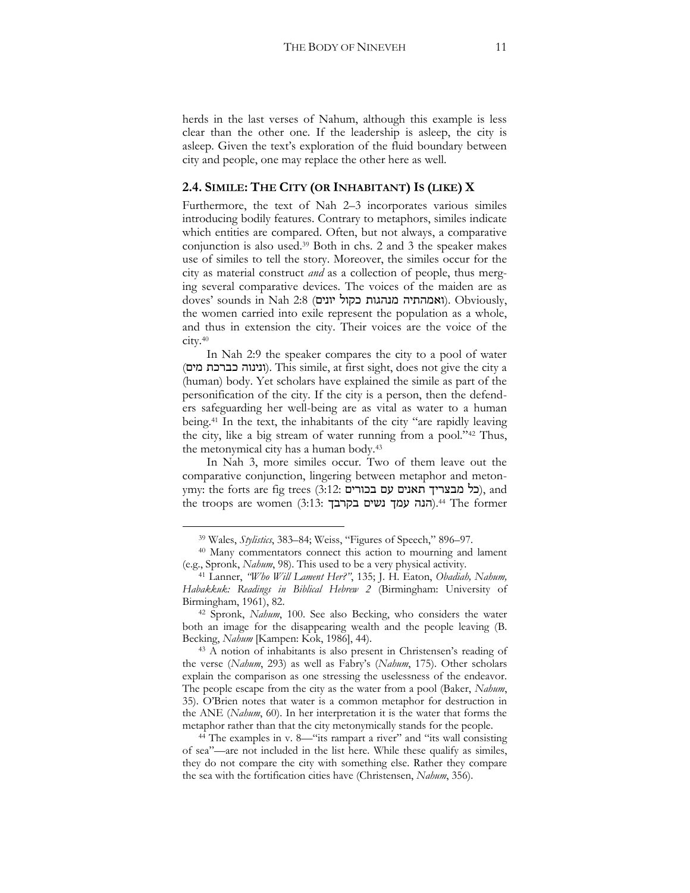herds in the last verses of Nahum, although this example is less clear than the other one. If the leadership is asleep, the city is asleep. Given the text's exploration of the fluid boundary between city and people, one may replace the other here as well.

## 2.4. Simile: The City (or Inhabitant) Is (like) X

Furthermore, the text of Nah 2–3 incorporates various similes introducing bodily features. Contrary to metaphors, similes indicate which entities are compared. Often, but not always, a comparative conjunction is also used.[39] Both in chs. 2 and 3 the speaker makes use of similes to tell the story. Moreover, the similes occur for the city as material construct *and* as a collection of people, thus merging several comparative devices. The voices of the maiden are as doves' sounds in Nah 2:8 (ואמהתיה מנהגות כקול יונים). Obviously, the women carried into exile represent the population as a whole, and thus in extension the city. Their voices are the voice of the city.[40]

In Nah 2:9 the speaker compares the city to a pool of water (ונינוה כברכת מים). This simile, at first sight, does not give the city a (human) body. Yet scholars have explained the simile as part of the personification of the city. If the city is a person, then the defenders safeguarding her well-being are as vital as water to a human being.[41] In the text, the inhabitants of the city "are rapidly leaving the city, like a big stream of water running from a pool."[42] Thus, the metonymical city has a human body.[43]

In Nah 3, more similes occur. Two of them leave out the comparative conjunction, lingering between metaphor and metonymy: the forts are fig trees (3:12: כל מבצריך תאנים עם בכורים), and the troops are women (3:13: הנה עמך נשים בקרבך).[44] The former

---

[39] Wales, *Stylistics*, 383–84; Weiss, "Figures of Speech," 896–97.

[40] Many commentators connect this action to mourning and lament (e.g., Spronk, *Nahum*, 98). This used to be a very physical activity.

[41] Lanner, *"Who Will Lament Her?"*, 135; J. H. Eaton, *Obadiah, Nahum, Habakkuk: Readings in Biblical Hebrew 2* (Birmingham: University of Birmingham, 1961), 82.

[42] Spronk, *Nahum*, 100. See also Becking, who considers the water both an image for the disappearing wealth and the people leaving (B. Becking, *Nahum* [Kampen: Kok, 1986], 44).

[43] A notion of inhabitants is also present in Christensen's reading of the verse (*Nahum*, 293) as well as Fabry's (*Nahum*, 175). Other scholars explain the comparison as one stressing the uselessness of the endeavor. The people escape from the city as the water from a pool (Baker, *Nahum*, 35). O'Brien notes that water is a common metaphor for destruction in the ANE (*Nahum*, 60). In her interpretation it is the water that forms the metaphor rather than that the city metonymically stands for the people.

[44] The examples in v. 8—"its rampart a river" and "its wall consisting of sea"—are not included in the list here. While these qualify as similes, they do not compare the city with something else. Rather they compare the sea with the fortification cities have (Christensen, *Nahum*, 356).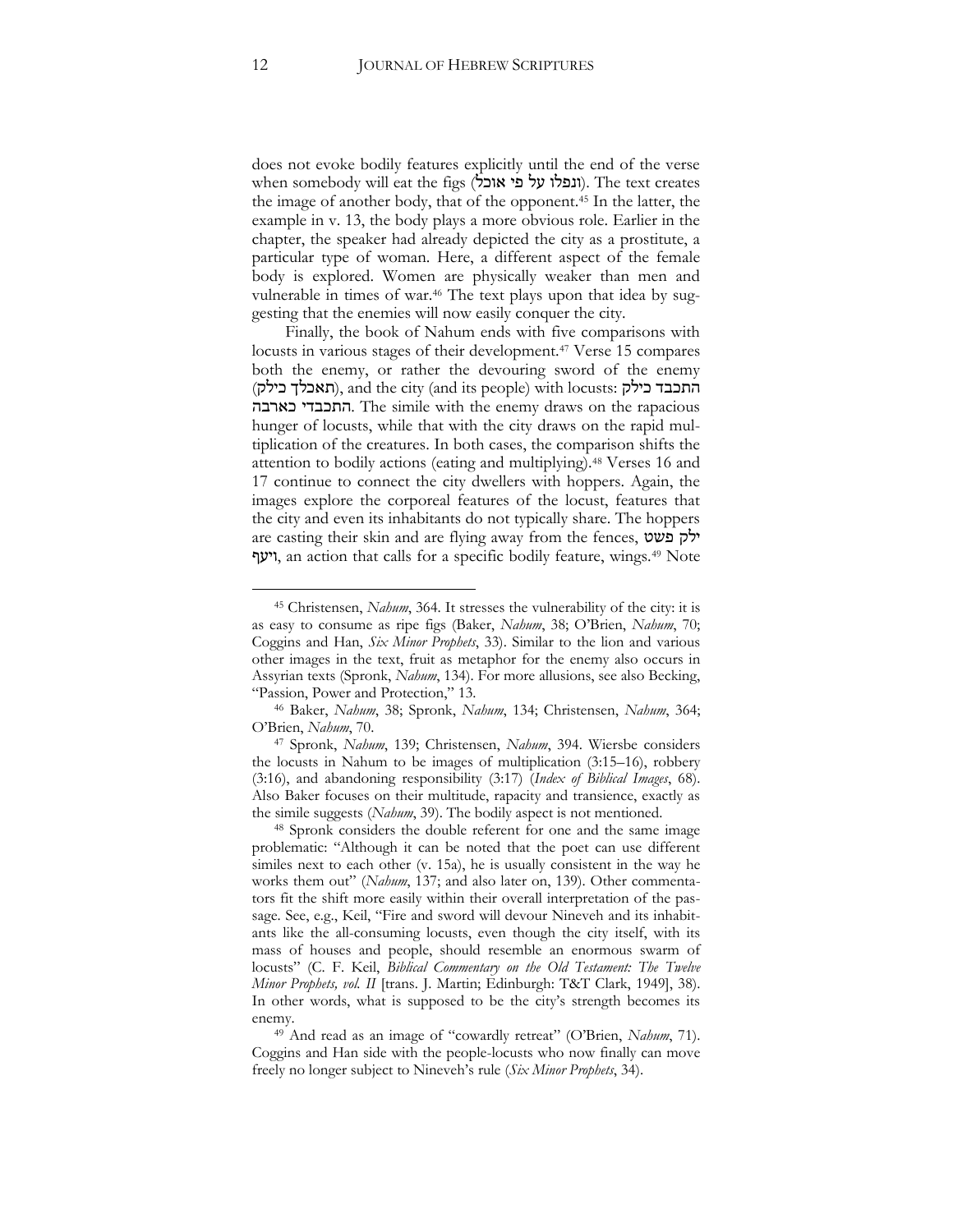does not evoke bodily features explicitly until the end of the verse when somebody will eat the figs (ונפלו על פי אוכל). The text creates the image of another body, that of the opponent.[45] In the latter, the example in v. 13, the body plays a more obvious role. Earlier in the chapter, the speaker had already depicted the city as a prostitute, a particular type of woman. Here, a different aspect of the female body is explored. Women are physically weaker than men and vulnerable in times of war.[46] The text plays upon that idea by suggesting that the enemies will now easily conquer the city.

Finally, the book of Nahum ends with five comparisons with locusts in various stages of their development.[47] Verse 15 compares both the enemy, or rather the devouring sword of the enemy (תאכלך כילק), and the city (and its people) with locusts: התכבד כילק התכבדי כארבה. The simile with the enemy draws on the rapacious hunger of locusts, while that with the city draws on the rapid multiplication of the creatures. In both cases, the comparison shifts the attention to bodily actions (eating and multiplying).[48] Verses 16 and 17 continue to connect the city dwellers with hoppers. Again, the images explore the corporeal features of the locust, features that the city and even its inhabitants do not typically share. The hoppers are casting their skin and are flying away from the fences, ילק פשט ויעף, an action that calls for a specific bodily feature, wings.[49] Note

---

[45] Christensen, *Nahum*, 364. It stresses the vulnerability of the city: it is as easy to consume as ripe figs (Baker, *Nahum*, 38; O'Brien, *Nahum*, 70; Coggins and Han, *Six Minor Prophets*, 33). Similar to the lion and various other images in the text, fruit as metaphor for the enemy also occurs in Assyrian texts (Spronk, *Nahum*, 134). For more allusions, see also Becking, "Passion, Power and Protection," 13.

[46] Baker, *Nahum*, 38; Spronk, *Nahum*, 134; Christensen, *Nahum*, 364; O'Brien, *Nahum*, 70.

[47] Spronk, *Nahum*, 139; Christensen, *Nahum*, 394. Wiersbe considers the locusts in Nahum to be images of multiplication (3:15–16), robbery (3:16), and abandoning responsibility (3:17) (*Index of Biblical Images*, 68). Also Baker focuses on their multitude, rapacity and transience, exactly as the simile suggests (*Nahum*, 39). The bodily aspect is not mentioned.

[48] Spronk considers the double referent for one and the same image problematic: "Although it can be noted that the poet can use different similes next to each other (v. 15a), he is usually consistent in the way he works them out" (*Nahum*, 137; and also later on, 139). Other commentators fit the shift more easily within their overall interpretation of the passage. See, e.g., Keil, "Fire and sword will devour Nineveh and its inhabitants like the all-consuming locusts, even though the city itself, with its mass of houses and people, should resemble an enormous swarm of locusts" (C. F. Keil, *Biblical Commentary on the Old Testament: The Twelve Minor Prophets, vol. II* [trans. J. Martin; Edinburgh: T&T Clark, 1949], 38). In other words, what is supposed to be the city's strength becomes its enemy.

[49] And read as an image of "cowardly retreat" (O'Brien, *Nahum*, 71). Coggins and Han side with the people-locusts who now finally can move freely no longer subject to Nineveh's rule (*Six Minor Prophets*, 34).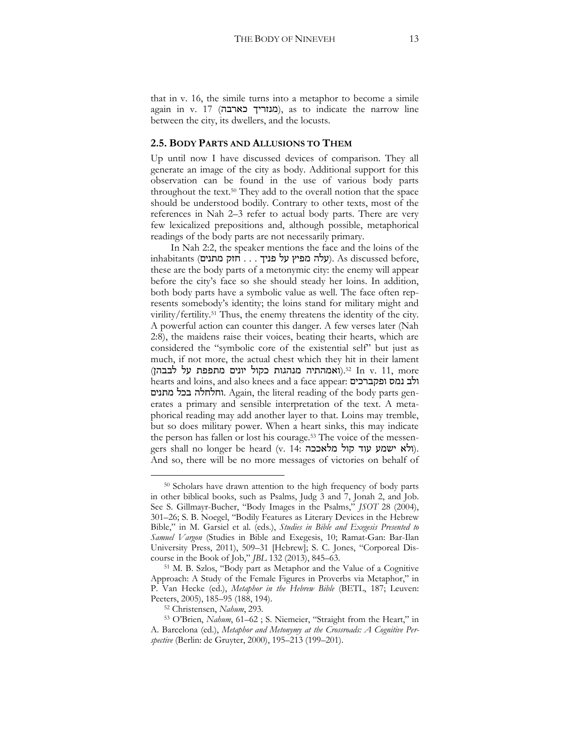that in v. 16, the simile turns into a metaphor to become a simile again in v. 17 (מנזריך כארבה), as to indicate the narrow line between the city, its dwellers, and the locusts.

## 2.5. Body Parts and Allusions to Them

Up until now I have discussed devices of comparison. They all generate an image of the city as body. Additional support for this observation can be found in the use of various body parts throughout the text.[50] They add to the overall notion that the space should be understood bodily. Contrary to other texts, most of the references in Nah 2–3 refer to actual body parts. There are very few lexicalized prepositions and, although possible, metaphorical readings of the body parts are not necessarily primary.

In Nah 2:2, the speaker mentions the face and the loins of the inhabitants (עלה מפיץ על פניך . . . חזק מתנים). As discussed before, these are the body parts of a metonymic city: the enemy will appear before the city's face so she should steady her loins. In addition, both body parts have a symbolic value as well. The face often represents somebody's identity; the loins stand for military might and virility/fertility.[51] Thus, the enemy threatens the identity of the city. A powerful action can counter this danger. A few verses later (Nah 2:8), the maidens raise their voices, beating their hearts, which are considered the "symbolic core of the existential self" but just as much, if not more, the actual chest which they hit in their lament (ואמהתיה מנהגות כקול יונים מתפפת על לבבהן).[52] In v. 11, more hearts and loins, and also knees and a face appear: ולב נמס ופקברכים וחלחלה בכל מתנים. Again, the literal reading of the body parts generates a primary and sensible interpretation of the text. A metaphorical reading may add another layer to that. Loins may tremble, but so does military power. When a heart sinks, this may indicate the person has fallen or lost his courage.[53] The voice of the messengers shall no longer be heard (v. 14: ולא ישמע עוד קול מלאככה). And so, there will be no more messages of victories on behalf of

---

[50] Scholars have drawn attention to the high frequency of body parts in other biblical books, such as Psalms, Judg 3 and 7, Jonah 2, and Job. See S. Gillmayr-Bucher, "Body Images in the Psalms," *JSOT* 28 (2004), 301–26; S. B. Noegel, "Bodily Features as Literary Devices in the Hebrew Bible," in M. Garsiel et al. (eds.), *Studies in Bible and Exegesis Presented to Samuel Vargon* (Studies in Bible and Exegesis, 10; Ramat-Gan: Bar-Ilan University Press, 2011), 509–31 [Hebrew]; S. C. Jones, "Corporeal Discourse in the Book of Job," *JBL* 132 (2013), 845–63.

[51] M. B. Szlos, "Body part as Metaphor and the Value of a Cognitive Approach: A Study of the Female Figures in Proverbs via Metaphor," in P. Van Hecke (ed.), *Metaphor in the Hebrew Bible* (BETL, 187; Leuven: Peeters, 2005), 185–95 (188, 194).

[52] Christensen, *Nahum*, 293.

[53] O'Brien, *Nahum*, 61–62 ; S. Niemeier, "Straight from the Heart," in A. Barcelona (ed.), *Metaphor and Metonymy at the Crossroads: A Cognitive Perspective* (Berlin: de Gruyter, 2000), 195–213 (199–201).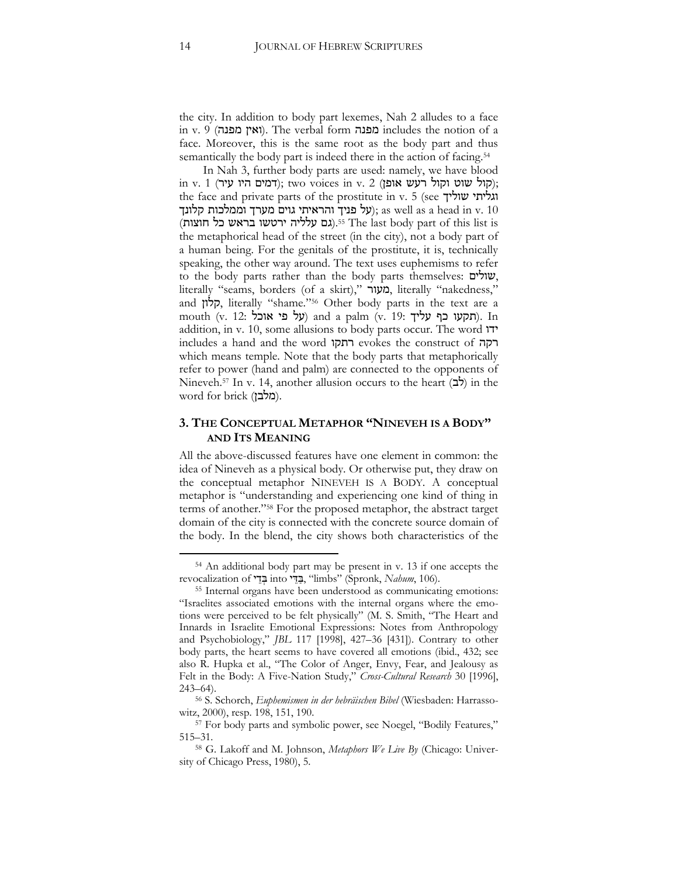the city. In addition to body part lexemes, Nah 2 alludes to a face in v. 9 (ואין מפנה). The verbal form מפנה includes the notion of a face. Moreover, this is the same root as the body part and thus semantically the body part is indeed there in the action of facing.[54]

In Nah 3, further body parts are used: namely, we have blood in v. 1 (דמים היו עיר); two voices in v. 2 (קול שוט וקול רעש אופן); the face and private parts of the prostitute in v. 5 (see וגליתי שוליך על פניך והראיתי גוים מערך וממלכות קלונך); as well as a head in v. 10 (גם עלליה ירטשו בראש כל חוצות).[55] The last body part of this list is the metaphorical head of the street (in the city), not a body part of a human being. For the genitals of the prostitute, it is, technically speaking, the other way around. The text uses euphemisms to refer to the body parts rather than the body parts themselves: שולים, literally "seams, borders (of a skirt)," מעור, literally "nakedness," and קלון, literally "shame."[56] Other body parts in the text are a mouth (v. 12: על פי אוכל) and a palm (v. 19: תקעו כף עליך). In addition, in v. 10, some allusions to body parts occur. The word ידו includes a hand and the word רתקו evokes the construct of רקה which means temple. Note that the body parts that metaphorically refer to power (hand and palm) are connected to the opponents of Nineveh.[57] In v. 14, another allusion occurs to the heart (לב) in the word for brick (מלבן).

## 3. The Conceptual Metaphor "Nineveh is a Body" and Its Meaning

All the above-discussed features have one element in common: the idea of Nineveh as a physical body. Or otherwise put, they draw on the conceptual metaphor NINEVEH IS A BODY. A conceptual metaphor is "understanding and experiencing one kind of thing in terms of another."[58] For the proposed metaphor, the abstract target domain of the city is connected with the concrete source domain of the body. In the blend, the city shows both characteristics of the

---

[54] An additional body part may be present in v. 13 if one accepts the revocalization of בְּדֵי into בַּדֵּי, "limbs" (Spronk, *Nahum*, 106).

[55] Internal organs have been understood as communicating emotions: "Israelites associated emotions with the internal organs where the emotions were perceived to be felt physically" (M. S. Smith, "The Heart and Innards in Israelite Emotional Expressions: Notes from Anthropology and Psychobiology," *JBL* 117 [1998], 427–36 [431]). Contrary to other body parts, the heart seems to have covered all emotions (ibid., 432; see also R. Hupka et al., "The Color of Anger, Envy, Fear, and Jealousy as Felt in the Body: A Five-Nation Study," *Cross-Cultural Research* 30 [1996], 243–64).

[56] S. Schorch, *Euphemismen in der hebräischen Bibel* (Wiesbaden: Harrassowitz, 2000), resp. 198, 151, 190.

[57] For body parts and symbolic power, see Noegel, "Bodily Features," 515–31.

[58] G. Lakoff and M. Johnson, *Metaphors We Live By* (Chicago: University of Chicago Press, 1980), 5.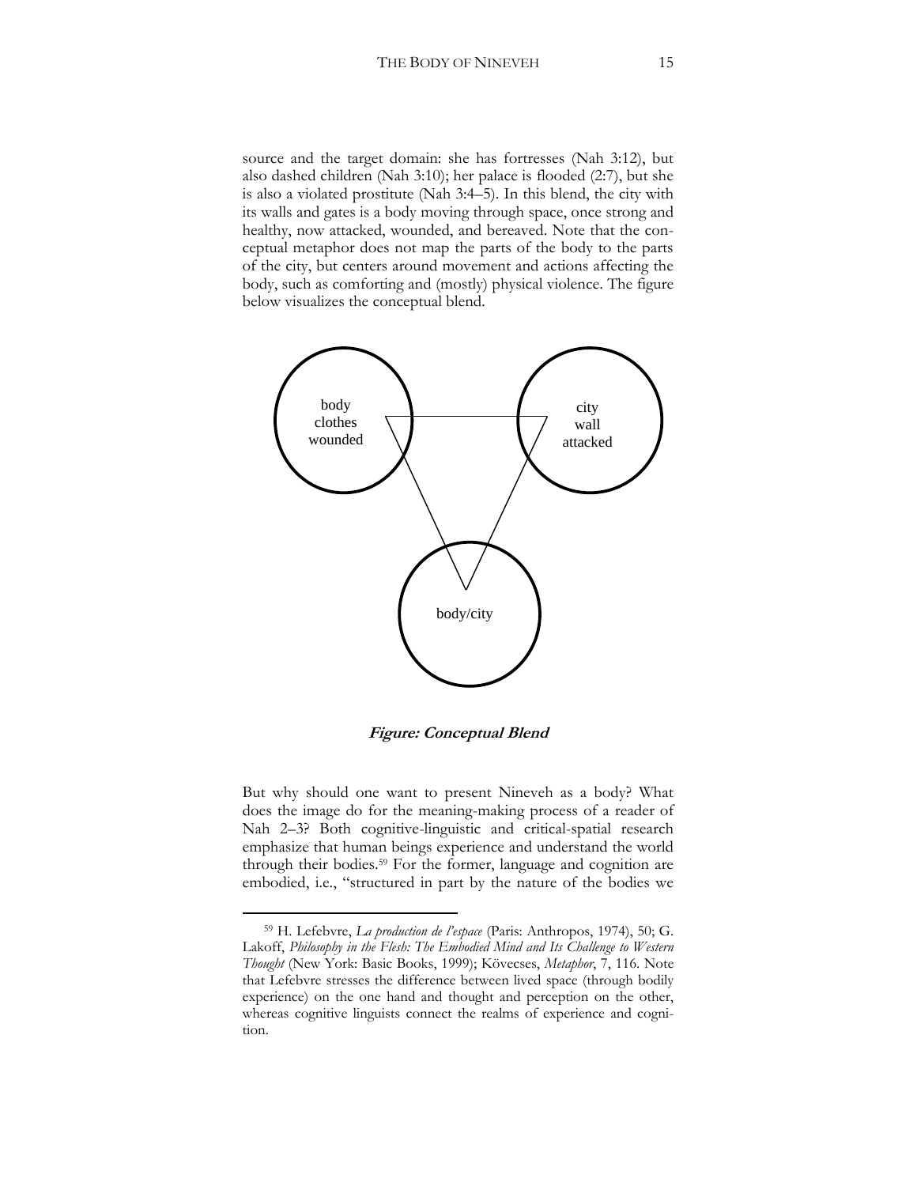source and the target domain: she has fortresses (Nah 3:12), but also dashed children (Nah 3:10); her palace is flooded (2:7), but she is also a violated prostitute (Nah 3:4–5). In this blend, the city with its walls and gates is a body moving through space, once strong and healthy, now attacked, wounded, and bereaved. Note that the conceptual metaphor does not map the parts of the body to the parts of the city, but centers around movement and actions affecting the body, such as comforting and (mostly) physical violence. The figure below visualizes the conceptual blend.

body
clothes
wounded

city
wall
attacked

body/city

***Figure: Conceptual Blend***

But why should one want to present Nineveh as a body? What does the image do for the meaning-making process of a reader of Nah 2–3? Both cognitive-linguistic and critical-spatial research emphasize that human beings experience and understand the world through their bodies.[59] For the former, language and cognition are embodied, i.e., "structured in part by the nature of the bodies we

---

[59] H. Lefebvre, *La production de l'espace* (Paris: Anthropos, 1974), 50; G. Lakoff, *Philosophy in the Flesh: The Embodied Mind and Its Challenge to Western Thought* (New York: Basic Books, 1999); Kövecses, *Metaphor*, 7, 116. Note that Lefebvre stresses the difference between lived space (through bodily experience) on the one hand and thought and perception on the other, whereas cognitive linguists connect the realms of experience and cognition.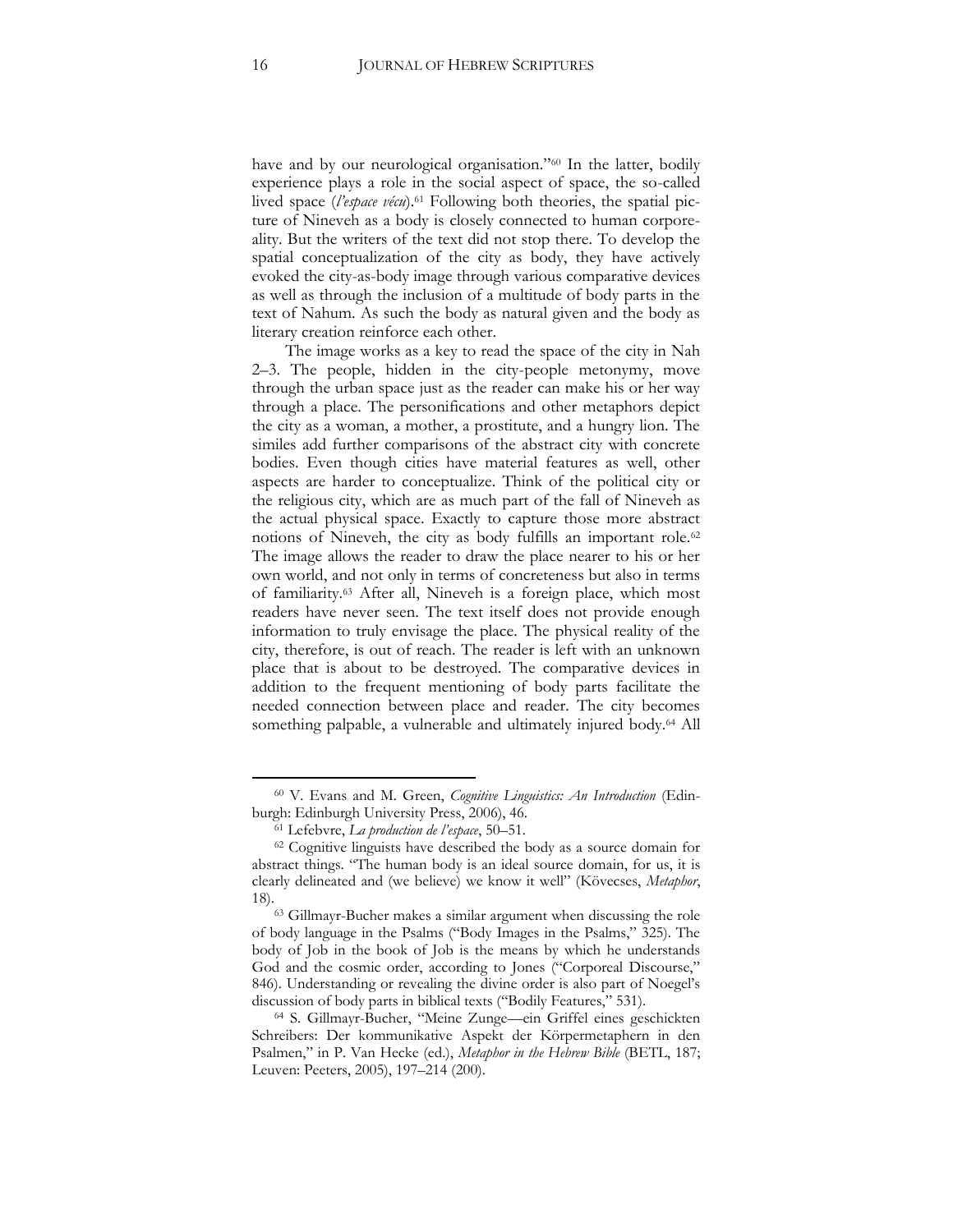have and by our neurological organisation."[60] In the latter, bodily experience plays a role in the social aspect of space, the so-called lived space (*l'espace vécu*).[61] Following both theories, the spatial picture of Nineveh as a body is closely connected to human corporeality. But the writers of the text did not stop there. To develop the spatial conceptualization of the city as body, they have actively evoked the city-as-body image through various comparative devices as well as through the inclusion of a multitude of body parts in the text of Nahum. As such the body as natural given and the body as literary creation reinforce each other.

The image works as a key to read the space of the city in Nah 2–3. The people, hidden in the city-people metonymy, move through the urban space just as the reader can make his or her way through a place. The personifications and other metaphors depict the city as a woman, a mother, a prostitute, and a hungry lion. The similes add further comparisons of the abstract city with concrete bodies. Even though cities have material features as well, other aspects are harder to conceptualize. Think of the political city or the religious city, which are as much part of the fall of Nineveh as the actual physical space. Exactly to capture those more abstract notions of Nineveh, the city as body fulfills an important role.[62] The image allows the reader to draw the place nearer to his or her own world, and not only in terms of concreteness but also in terms of familiarity.[63] After all, Nineveh is a foreign place, which most readers have never seen. The text itself does not provide enough information to truly envisage the place. The physical reality of the city, therefore, is out of reach. The reader is left with an unknown place that is about to be destroyed. The comparative devices in addition to the frequent mentioning of body parts facilitate the needed connection between place and reader. The city becomes something palpable, a vulnerable and ultimately injured body.[64] All

---

[60] V. Evans and M. Green, *Cognitive Linguistics: An Introduction* (Edinburgh: Edinburgh University Press, 2006), 46.

[61] Lefebvre, *La production de l'espace*, 50–51.

[62] Cognitive linguists have described the body as a source domain for abstract things. "The human body is an ideal source domain, for us, it is clearly delineated and (we believe) we know it well" (Kövecses, *Metaphor*, 18).

[63] Gillmayr-Bucher makes a similar argument when discussing the role of body language in the Psalms ("Body Images in the Psalms," 325). The body of Job in the book of Job is the means by which he understands God and the cosmic order, according to Jones ("Corporeal Discourse," 846). Understanding or revealing the divine order is also part of Noegel's discussion of body parts in biblical texts ("Bodily Features," 531).

[64] S. Gillmayr-Bucher, "Meine Zunge—ein Griffel eines geschickten Schreibers: Der kommunikative Aspekt der Körpermetaphern in den Psalmen," in P. Van Hecke (ed.), *Metaphor in the Hebrew Bible* (BETL, 187; Leuven: Peeters, 2005), 197–214 (200).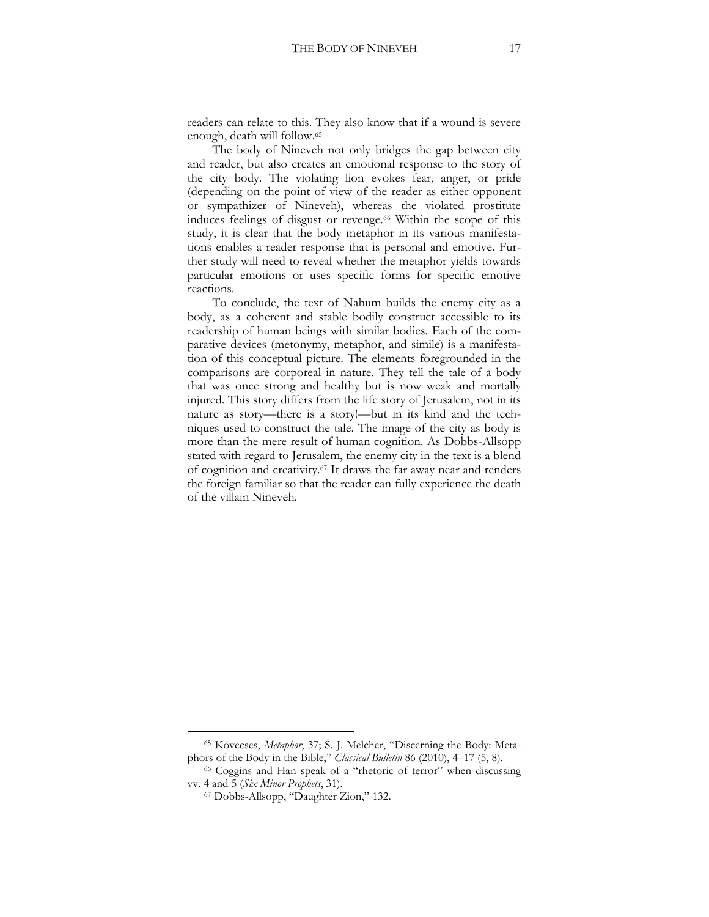readers can relate to this. They also know that if a wound is severe enough, death will follow.[65]

The body of Nineveh not only bridges the gap between city and reader, but also creates an emotional response to the story of the city body. The violating lion evokes fear, anger, or pride (depending on the point of view of the reader as either opponent or sympathizer of Nineveh), whereas the violated prostitute induces feelings of disgust or revenge.[66] Within the scope of this study, it is clear that the body metaphor in its various manifestations enables a reader response that is personal and emotive. Further study will need to reveal whether the metaphor yields towards particular emotions or uses specific forms for specific emotive reactions.

To conclude, the text of Nahum builds the enemy city as a body, as a coherent and stable bodily construct accessible to its readership of human beings with similar bodies. Each of the comparative devices (metonymy, metaphor, and simile) is a manifestation of this conceptual picture. The elements foregrounded in the comparisons are corporeal in nature. They tell the tale of a body that was once strong and healthy but is now weak and mortally injured. This story differs from the life story of Jerusalem, not in its nature as story—there is a story!—but in its kind and the techniques used to construct the tale. The image of the city as body is more than the mere result of human cognition. As Dobbs-Allsopp stated with regard to Jerusalem, the enemy city in the text is a blend of cognition and creativity.[67] It draws the far away near and renders the foreign familiar so that the reader can fully experience the death of the villain Nineveh.

---

[65] Kövecses, *Metaphor*, 37; S. J. Melcher, "Discerning the Body: Metaphors of the Body in the Bible," *Classical Bulletin* 86 (2010), 4–17 (5, 8).

[66] Coggins and Han speak of a "rhetoric of terror" when discussing vv. 4 and 5 (*Six Minor Prophets*, 31).

[67] Dobbs-Allsopp, "Daughter Zion," 132.